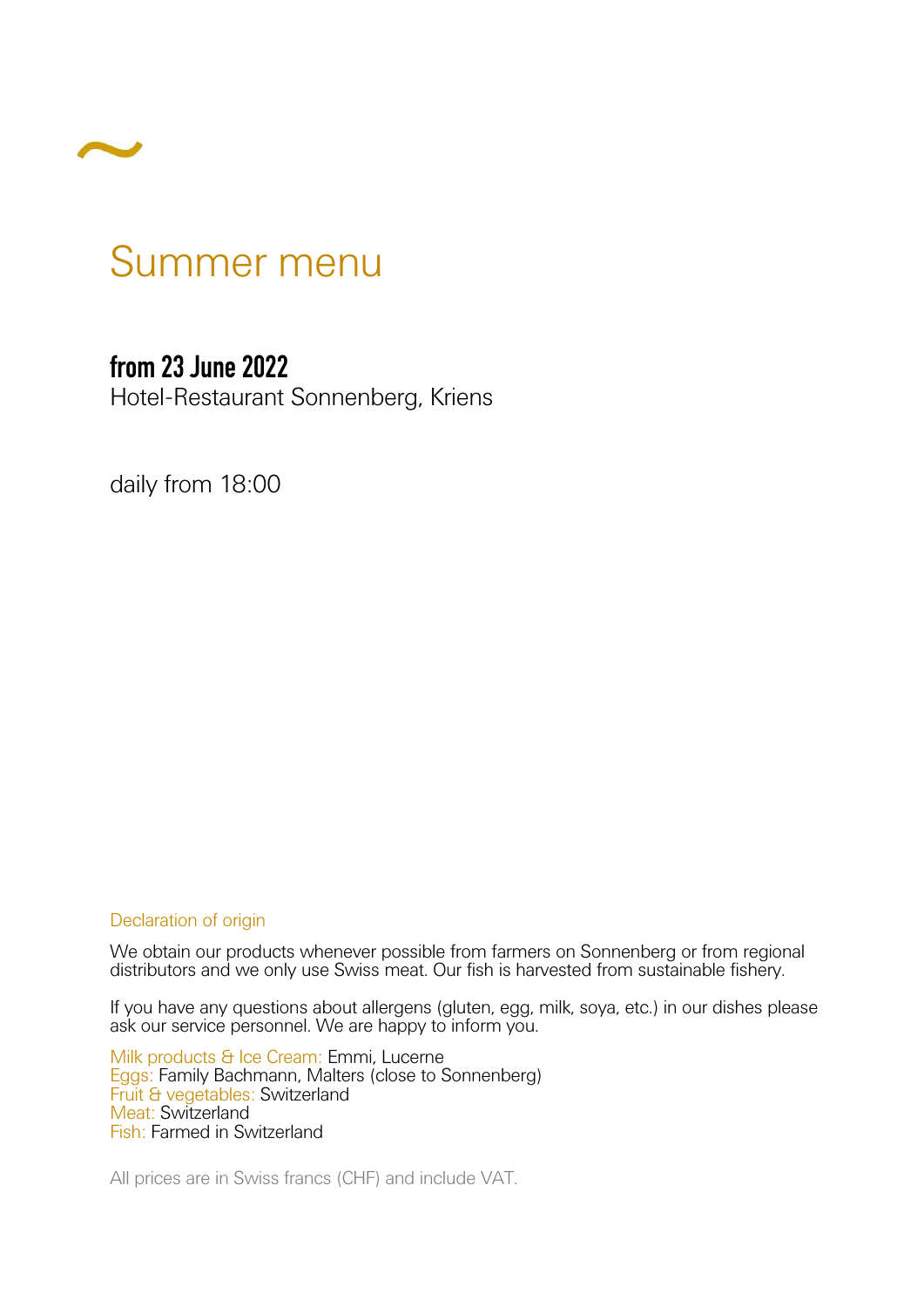~

# Summer menu

## from 23 June 2022

Hotel-Restaurant Sonnenberg, Kriens

daily from 18:00

### Declaration of origin

We obtain our products whenever possible from farmers on Sonnenberg or from regional distributors and we only use Swiss meat. Our fish is harvested from sustainable fishery.

If you have any questions about allergens (gluten, egg, milk, soya, etc.) in our dishes please ask our service personnel. We are happy to inform you.

Milk products & Ice Cream: Emmi, Lucerne
Eggs: Family Bachmann, Malters (close to Sonnenberg)
Fruit & vegetables: Switzerland
Meat: Switzerland
Fish: Farmed in Switzerland

All prices are in Swiss francs (CHF) and include VAT.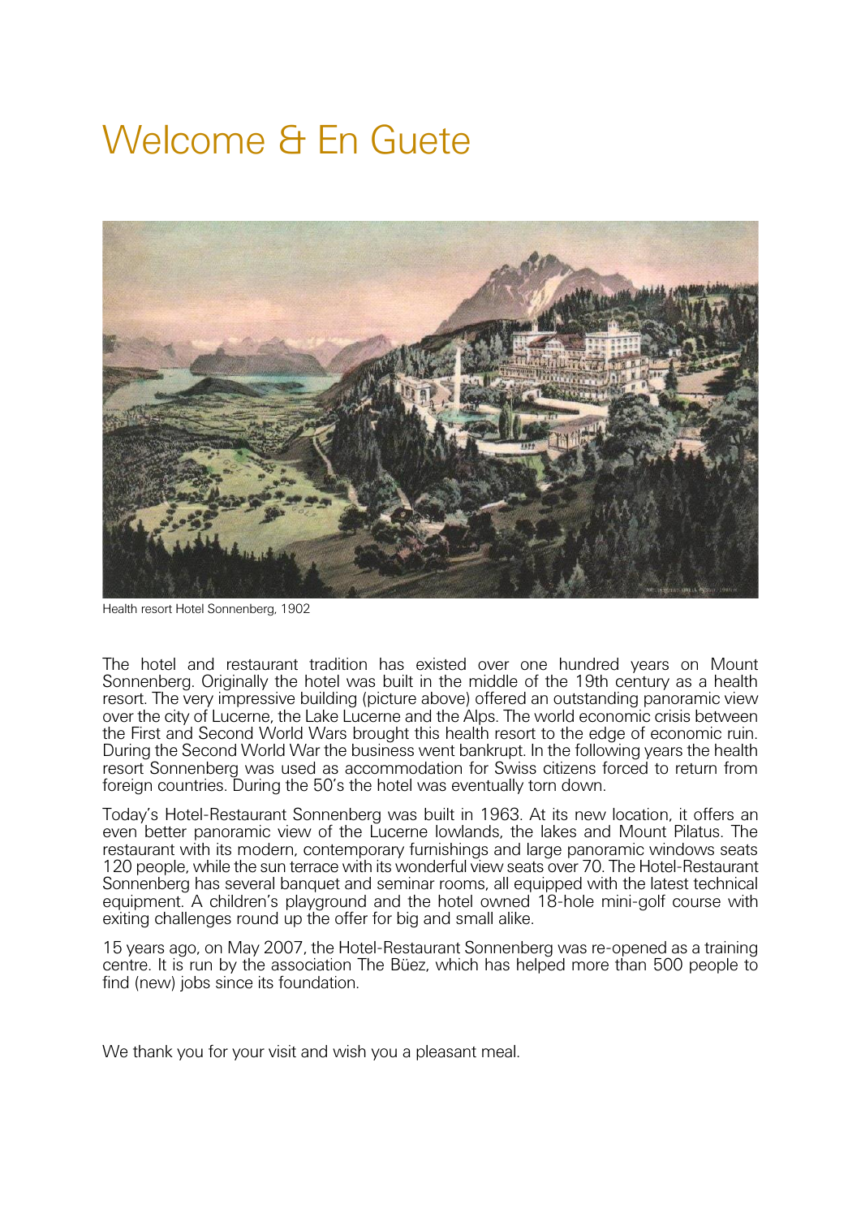# Welcome & En Guete

Health resort Hotel Sonnenberg, 1902

The hotel and restaurant tradition has existed over one hundred years on Mount Sonnenberg. Originally the hotel was built in the middle of the 19th century as a health resort. The very impressive building (picture above) offered an outstanding panoramic view over the city of Lucerne, the Lake Lucerne and the Alps. The world economic crisis between the First and Second World Wars brought this health resort to the edge of economic ruin. During the Second World War the business went bankrupt. In the following years the health resort Sonnenberg was used as accommodation for Swiss citizens forced to return from foreign countries. During the 50's the hotel was eventually torn down.

Today's Hotel-Restaurant Sonnenberg was built in 1963. At its new location, it offers an even better panoramic view of the Lucerne lowlands, the lakes and Mount Pilatus. The restaurant with its modern, contemporary furnishings and large panoramic windows seats 120 people, while the sun terrace with its wonderful view seats over 70. The Hotel-Restaurant Sonnenberg has several banquet and seminar rooms, all equipped with the latest technical equipment. A children's playground and the hotel owned 18-hole mini-golf course with exiting challenges round up the offer for big and small alike.

15 years ago, on May 2007, the Hotel-Restaurant Sonnenberg was re-opened as a training centre. It is run by the association The Büez, which has helped more than 500 people to find (new) jobs since its foundation.

We thank you for your visit and wish you a pleasant meal.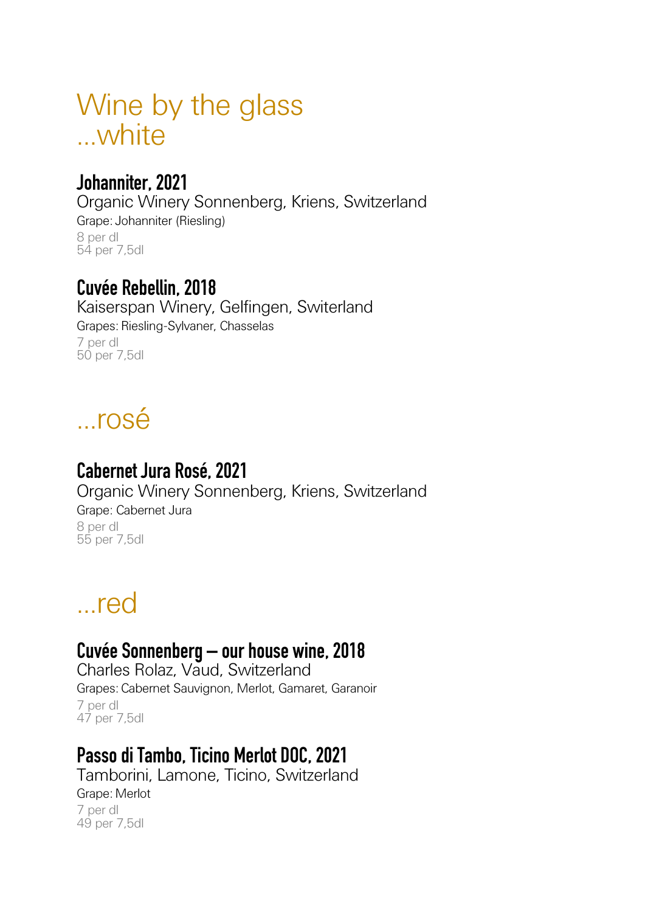# Wine by the glass
# ...white

### Johanniter, 2021
Organic Winery Sonnenberg, Kriens, Switzerland
Grape: Johanniter (Riesling)
8 per dl
54 per 7,5dl

### Cuvée Rebellin, 2018
Kaiserspan Winery, Gelfingen, Switerland
Grapes: Riesling-Sylvaner, Chasselas
7 per dl
50 per 7,5dl

# ...rosé

### Cabernet Jura Rosé, 2021
Organic Winery Sonnenberg, Kriens, Switzerland
Grape: Cabernet Jura
8 per dl
55 per 7,5dl

# ...red

### Cuvée Sonnenberg – our house wine, 2018
Charles Rolaz, Vaud, Switzerland
Grapes: Cabernet Sauvignon, Merlot, Gamaret, Garanoir
7 per dl
47 per 7,5dl

### Passo di Tambo, Ticino Merlot DOC, 2021
Tamborini, Lamone, Ticino, Switzerland
Grape: Merlot
7 per dl
49 per 7,5dl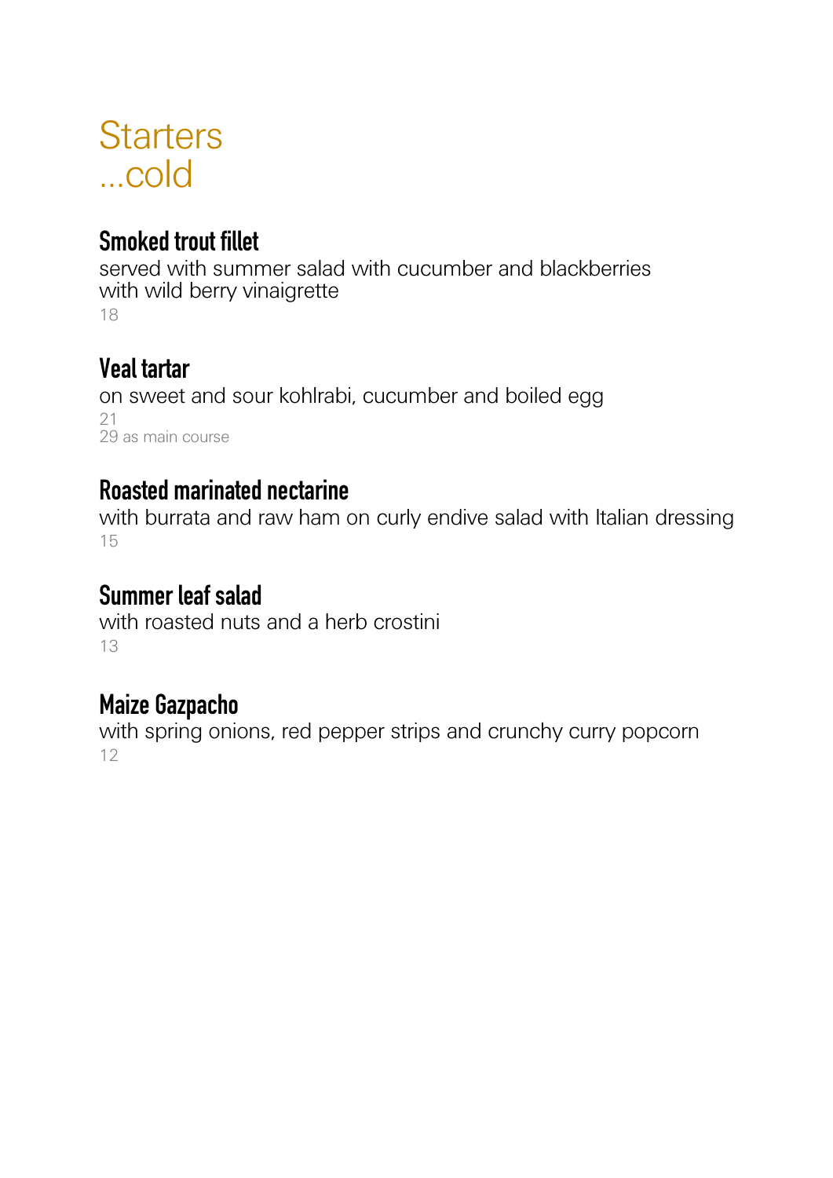# Starters
# ...cold

### Smoked trout fillet

served with summer salad with cucumber and blackberries
with wild berry vinaigrette
18

### Veal tartar

on sweet and sour kohlrabi, cucumber and boiled egg
21
29 as main course

### Roasted marinated nectarine

with burrata and raw ham on curly endive salad with Italian dressing
15

### Summer leaf salad

with roasted nuts and a herb crostini
13

### Maize Gazpacho

with spring onions, red pepper strips and crunchy curry popcorn
12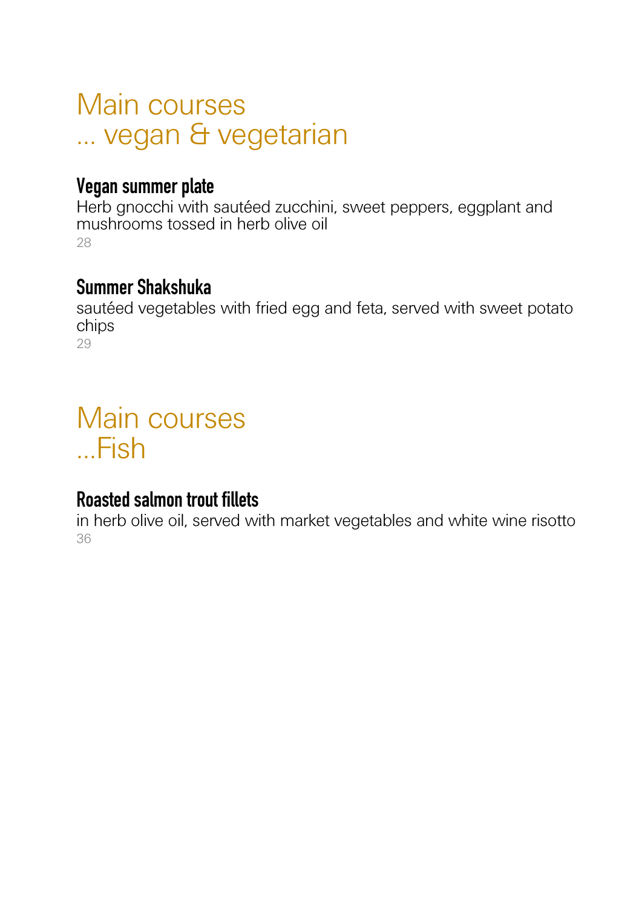# Main courses
# ... vegan & vegetarian

### Vegan summer plate

Herb gnocchi with sautéed zucchini, sweet peppers, eggplant and mushrooms tossed in herb olive oil

28

### Summer Shakshuka

sautéed vegetables with fried egg and feta, served with sweet potato chips

29

# Main courses
# ...Fish

### Roasted salmon trout fillets

in herb olive oil, served with market vegetables and white wine risotto

36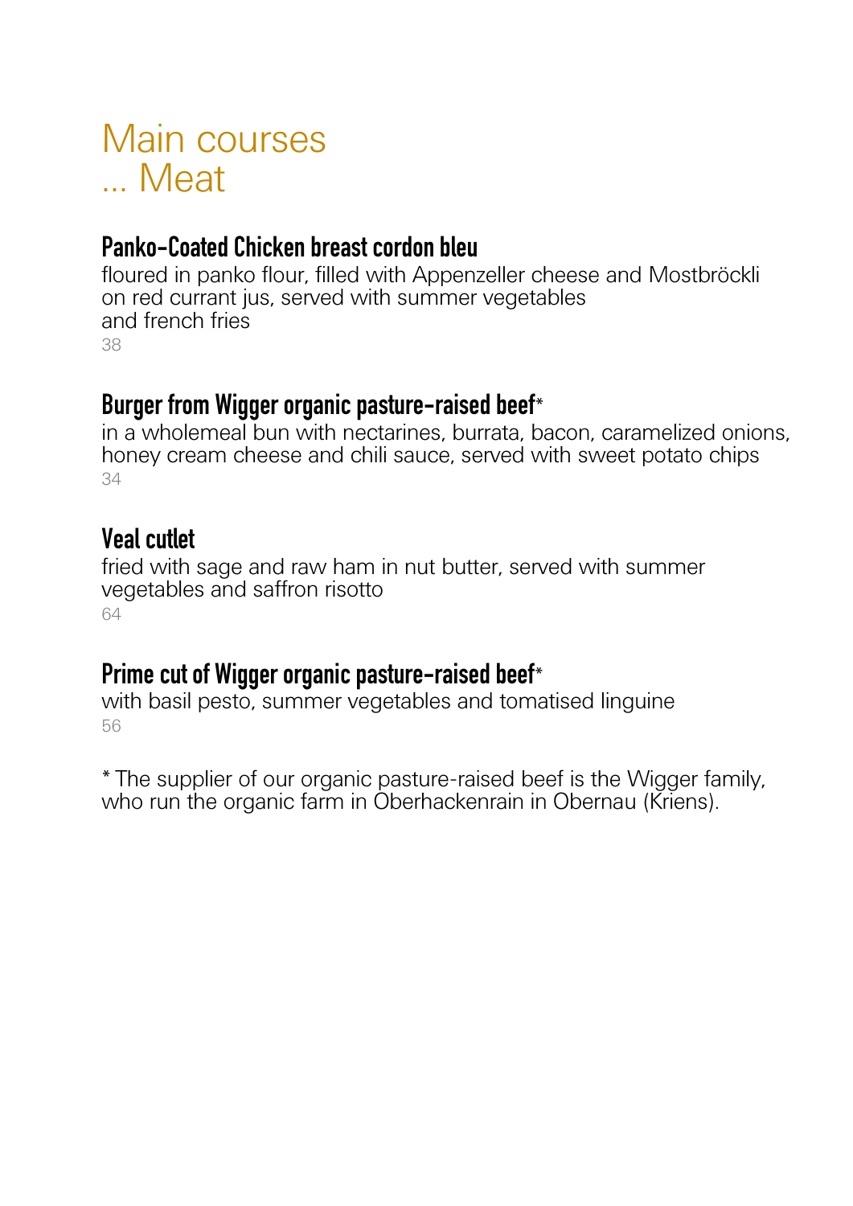# Main courses
# ... Meat

### Panko-Coated Chicken breast cordon bleu

floured in panko flour, filled with Appenzeller cheese and Mostbröckli on red currant jus, served with summer vegetables and french fries

38

### Burger from Wigger organic pasture-raised beef*

in a wholemeal bun with nectarines, burrata, bacon, caramelized onions, honey cream cheese and chili sauce, served with sweet potato chips

34

### Veal cutlet

fried with sage and raw ham in nut butter, served with summer vegetables and saffron risotto

64

### Prime cut of Wigger organic pasture-raised beef*

with basil pesto, summer vegetables and tomatised linguine

56

* The supplier of our organic pasture-raised beef is the Wigger family, who run the organic farm in Oberhackenrain in Obernau (Kriens).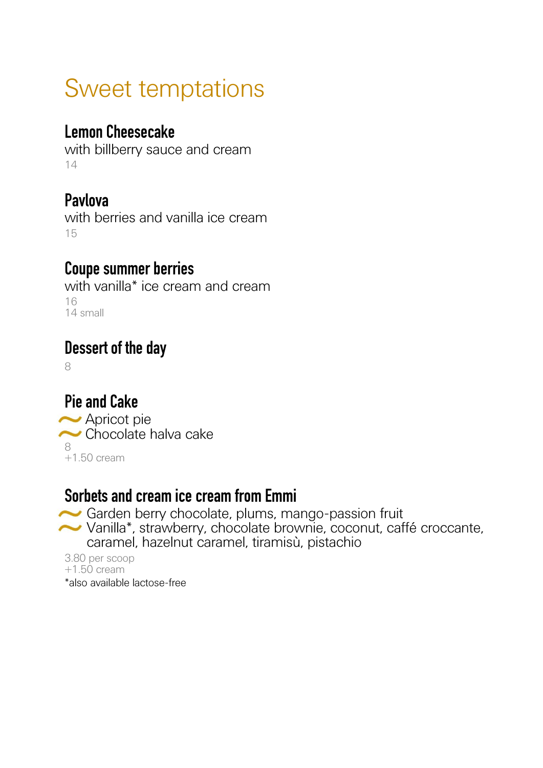# Sweet temptations

## Lemon Cheesecake
with billberry sauce and cream
14

## Pavlova
with berries and vanilla ice cream
15

## Coupe summer berries
with vanilla* ice cream and cream
16
14 small

## Dessert of the day
8

## Pie and Cake
- Apricot pie
- Chocolate halva cake

8
+1.50 cream

## Sorbets and cream ice cream from Emmi
- Garden berry chocolate, plums, mango-passion fruit
- Vanilla*, strawberry, chocolate brownie, coconut, caffé croccante, caramel, hazelnut caramel, tiramisù, pistachio

3.80 per scoop
+1.50 cream
*also available lactose-free